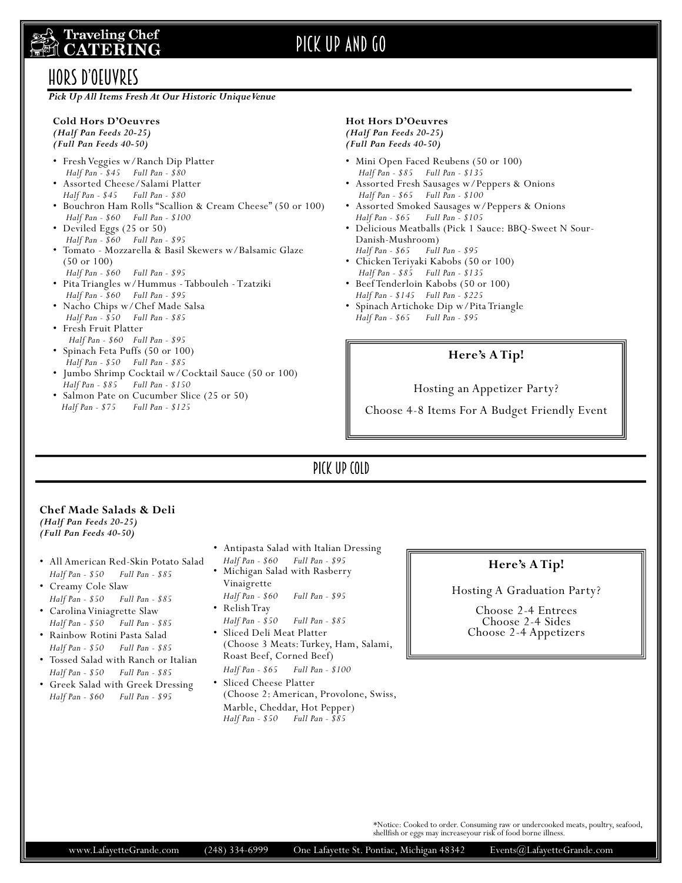Traveling Chef CATERING

# PICK UP AND GO

## HORS D'OEUVRES

***Pick Up All Items Fresh At Our Historic Unique Venue***

### Cold Hors D'Oeuvres

***(Half Pan Feeds 20-25)***
***(Full Pan Feeds 40-50)***

- Fresh Veggies w/Ranch Dip Platter
  *Half Pan - $45 Full Pan - $80*
- Assorted Cheese/Salami Platter
  *Half Pan - $45 Full Pan - $80*
- Bouchron Ham Rolls "Scallion & Cream Cheese" (50 or 100)
  *Half Pan - $60 Full Pan - $100*
- Deviled Eggs (25 or 50)
  *Half Pan - $60 Full Pan - $95*
- Tomato - Mozzarella & Basil Skewers w/Balsamic Glaze (50 or 100)
  *Half Pan - $60 Full Pan - $95*
- Pita Triangles w/Hummus - Tabbouleh - Tzatziki
  *Half Pan - $60 Full Pan - $95*
- Nacho Chips w/Chef Made Salsa
  *Half Pan - $50 Full Pan - $85*
- Fresh Fruit Platter
  *Half Pan - $60 Full Pan - $95*
- Spinach Feta Puffs (50 or 100)
  *Half Pan - $50 Full Pan - $85*
- Jumbo Shrimp Cocktail w/Cocktail Sauce (50 or 100)
  *Half Pan - $85 Full Pan - $150*
- Salmon Pate on Cucumber Slice (25 or 50)
  *Half Pan - $75 Full Pan - $125*

### Hot Hors D'Oeuvres

***(Half Pan Feeds 20-25)***
***(Full Pan Feeds 40-50)***

- Mini Open Faced Reubens (50 or 100)
  *Half Pan - $85 Full Pan - $135*
- Assorted Fresh Sausages w/Peppers & Onions
  *Half Pan - $65 Full Pan - $100*
- Assorted Smoked Sausages w/Peppers & Onions
  *Half Pan - $65 Full Pan - $105*
- Delicious Meatballs (Pick 1 Sauce: BBQ-Sweet N Sour-Danish-Mushroom)
  *Half Pan - $65 Full Pan - $95*
- Chicken Teriyaki Kabobs (50 or 100)
  *Half Pan - $85 Full Pan - $135*
- Beef Tenderloin Kabobs (50 or 100)
  *Half Pan - $145 Full Pan - $225*
- Spinach Artichoke Dip w/Pita Triangle
  *Half Pan - $65 Full Pan - $95*

**Here's A Tip!**

Hosting an Appetizer Party?

Choose 4-8 Items For A Budget Friendly Event

## PICK UP COLD

### Chef Made Salads & Deli

***(Half Pan Feeds 20-25)***
***(Full Pan Feeds 40-50)***

- All American Red-Skin Potato Salad
  *Half Pan - $50 Full Pan - $85*
- Creamy Cole Slaw
  *Half Pan - $50 Full Pan - $85*
- Carolina Viniagrette Slaw
  *Half Pan - $50 Full Pan - $85*
- Rainbow Rotini Pasta Salad
  *Half Pan - $50 Full Pan - $85*
- Tossed Salad with Ranch or Italian
  *Half Pan - $50 Full Pan - $85*
- Greek Salad with Greek Dressing
  *Half Pan - $60 Full Pan - $95*
- Antipasta Salad with Italian Dressing
  *Half Pan - $60 Full Pan - $95*
- Michigan Salad with Rasberry Vinaigrette
  *Half Pan - $60 Full Pan - $95*
- Relish Tray
  *Half Pan - $50 Full Pan - $85*
- Sliced Deli Meat Platter (Choose 3 Meats: Turkey, Ham, Salami, Roast Beef, Corned Beef)
  *Half Pan - $65 Full Pan - $100*
- Sliced Cheese Platter (Choose 2: American, Provolone, Swiss, Marble, Cheddar, Hot Pepper)
  *Half Pan - $50 Full Pan - $85*

**Here's A Tip!**

Hosting A Graduation Party?

Choose 2-4 Entrees
Choose 2-4 Sides
Choose 2-4 Appetizers

*Notice: Cooked to order. Consuming raw or undercooked meats, poultry, seafood, shellfish or eggs may increaseyour risk of food borne illness.

www.LafayetteGrande.com (248) 334-6999 One Lafayette St. Pontiac, Michigan 48342 Events@LafayetteGrande.com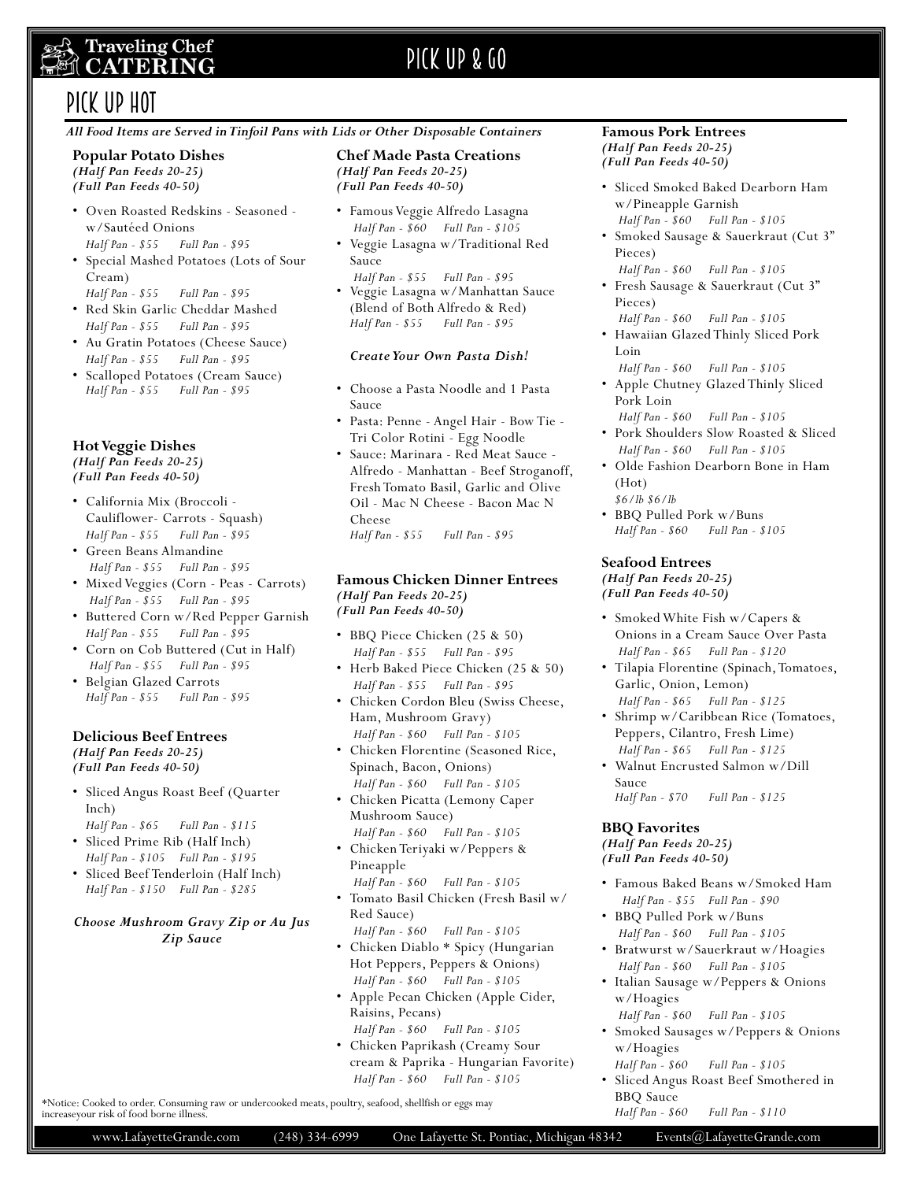# PICK UP & GO

## PICK UP HOT

***All Food Items are Served in Tinfoil Pans with Lids or Other Disposable Containers***

### Popular Potato Dishes
***(Half Pan Feeds 20-25)***
***(Full Pan Feeds 40-50)***

- Oven Roasted Redskins - Seasoned - w/Sautéed Onions
  *Half Pan - $55 Full Pan - $95*
- Special Mashed Potatoes (Lots of Sour Cream)
  *Half Pan - $55 Full Pan - $95*
- Red Skin Garlic Cheddar Mashed
  *Half Pan - $55 Full Pan - $95*
- Au Gratin Potatoes (Cheese Sauce)
  *Half Pan - $55 Full Pan - $95*
- Scalloped Potatoes (Cream Sauce)
  *Half Pan - $55 Full Pan - $95*

### Hot Veggie Dishes
***(Half Pan Feeds 20-25)***
***(Full Pan Feeds 40-50)***

- California Mix (Broccoli - Cauliflower- Carrots - Squash)
  *Half Pan - $55 Full Pan - $95*
- Green Beans Almandine
  *Half Pan - $55 Full Pan - $95*
- Mixed Veggies (Corn - Peas - Carrots)
  *Half Pan - $55 Full Pan - $95*
- Buttered Corn w/Red Pepper Garnish
  *Half Pan - $55 Full Pan - $95*
- Corn on Cob Buttered (Cut in Half)
  *Half Pan - $55 Full Pan - $95*
- Belgian Glazed Carrots
  *Half Pan - $55 Full Pan - $95*

### Delicious Beef Entrees
***(Half Pan Feeds 20-25)***
***(Full Pan Feeds 40-50)***

- Sliced Angus Roast Beef (Quarter Inch)
  *Half Pan - $65 Full Pan - $115*
- Sliced Prime Rib (Half Inch)
  *Half Pan - $105 Full Pan - $195*
- Sliced Beef Tenderloin (Half Inch)
  *Half Pan - $150 Full Pan - $285*

***Choose Mushroom Gravy Zip or Au Jus Zip Sauce***

### Chef Made Pasta Creations
***(Half Pan Feeds 20-25)***
***(Full Pan Feeds 40-50)***

- Famous Veggie Alfredo Lasagna
  *Half Pan - $60 Full Pan - $105*
- Veggie Lasagna w/Traditional Red Sauce
  *Half Pan - $55 Full Pan - $95*
- Veggie Lasagna w/Manhattan Sauce (Blend of Both Alfredo & Red)
  *Half Pan - $55 Full Pan - $95*

***Create Your Own Pasta Dish!***

- Choose a Pasta Noodle and 1 Pasta Sauce
- Pasta: Penne - Angel Hair - Bow Tie - Tri Color Rotini - Egg Noodle
- Sauce: Marinara - Red Meat Sauce - Alfredo - Manhattan - Beef Stroganoff, Fresh Tomato Basil, Garlic and Olive Oil - Mac N Cheese - Bacon Mac N Cheese
  *Half Pan - $55 Full Pan - $95*

### Famous Chicken Dinner Entrees
***(Half Pan Feeds 20-25)***
***(Full Pan Feeds 40-50)***

- BBQ Piece Chicken (25 & 50)
  *Half Pan - $55 Full Pan - $95*
- Herb Baked Piece Chicken (25 & 50)
  *Half Pan - $55 Full Pan - $95*
- Chicken Cordon Bleu (Swiss Cheese, Ham, Mushroom Gravy)
  *Half Pan - $60 Full Pan - $105*
- Chicken Florentine (Seasoned Rice, Spinach, Bacon, Onions)
  *Half Pan - $60 Full Pan - $105*
- Chicken Picatta (Lemony Caper Mushroom Sauce)
  *Half Pan - $60 Full Pan - $105*
- Chicken Teriyaki w/Peppers & Pineapple
  *Half Pan - $60 Full Pan - $105*
- Tomato Basil Chicken (Fresh Basil w/ Red Sauce)
  *Half Pan - $60 Full Pan - $105*
- Chicken Diablo * Spicy (Hungarian Hot Peppers, Peppers & Onions)
  *Half Pan - $60 Full Pan - $105*
- Apple Pecan Chicken (Apple Cider, Raisins, Pecans)
  *Half Pan - $60 Full Pan - $105*
- Chicken Paprikash (Creamy Sour cream & Paprika - Hungarian Favorite)
  *Half Pan - $60 Full Pan - $105*

### Famous Pork Entrees
***(Half Pan Feeds 20-25)***
***(Full Pan Feeds 40-50)***

- Sliced Smoked Baked Dearborn Ham w/Pineapple Garnish
  *Half Pan - $60 Full Pan - $105*
- Smoked Sausage & Sauerkraut (Cut 3" Pieces)
  *Half Pan - $60 Full Pan - $105*
- Fresh Sausage & Sauerkraut (Cut 3" Pieces)
  *Half Pan - $60 Full Pan - $105*
- Hawaiian Glazed Thinly Sliced Pork Loin
  *Half Pan - $60 Full Pan - $105*
- Apple Chutney Glazed Thinly Sliced Pork Loin
  *Half Pan - $60 Full Pan - $105*
- Pork Shoulders Slow Roasted & Sliced
  *Half Pan - $60 Full Pan - $105*
- Olde Fashion Dearborn Bone in Ham (Hot)
  *$6/lb $6/lb*
- BBQ Pulled Pork w/Buns
  *Half Pan - $60 Full Pan - $105*

### Seafood Entrees
***(Half Pan Feeds 20-25)***
***(Full Pan Feeds 40-50)***

- Smoked White Fish w/Capers & Onions in a Cream Sauce Over Pasta
  *Half Pan - $65 Full Pan - $120*
- Tilapia Florentine (Spinach, Tomatoes, Garlic, Onion, Lemon)
  *Half Pan - $65 Full Pan - $125*
- Shrimp w/Caribbean Rice (Tomatoes, Peppers, Cilantro, Fresh Lime)
  *Half Pan - $65 Full Pan - $125*
- Walnut Encrusted Salmon w/Dill Sauce
  *Half Pan - $70 Full Pan - $125*

### BBQ Favorites
***(Half Pan Feeds 20-25)***
***(Full Pan Feeds 40-50)***

- Famous Baked Beans w/Smoked Ham
  *Half Pan - $55 Full Pan - $90*
- BBQ Pulled Pork w/Buns
  *Half Pan - $60 Full Pan - $105*
- Bratwurst w/Sauerkraut w/Hoagies
  *Half Pan - $60 Full Pan - $105*
- Italian Sausage w/Peppers & Onions w/Hoagies
  *Half Pan - $60 Full Pan - $105*
- Smoked Sausages w/Peppers & Onions w/Hoagies
  *Half Pan - $60 Full Pan - $105*
- Sliced Angus Roast Beef Smothered in BBQ Sauce
  *Half Pan - $60 Full Pan - $110*

*Notice: Cooked to order. Consuming raw or undercooked meats, poultry, seafood, shellfish or eggs may increaseyour risk of food borne illness.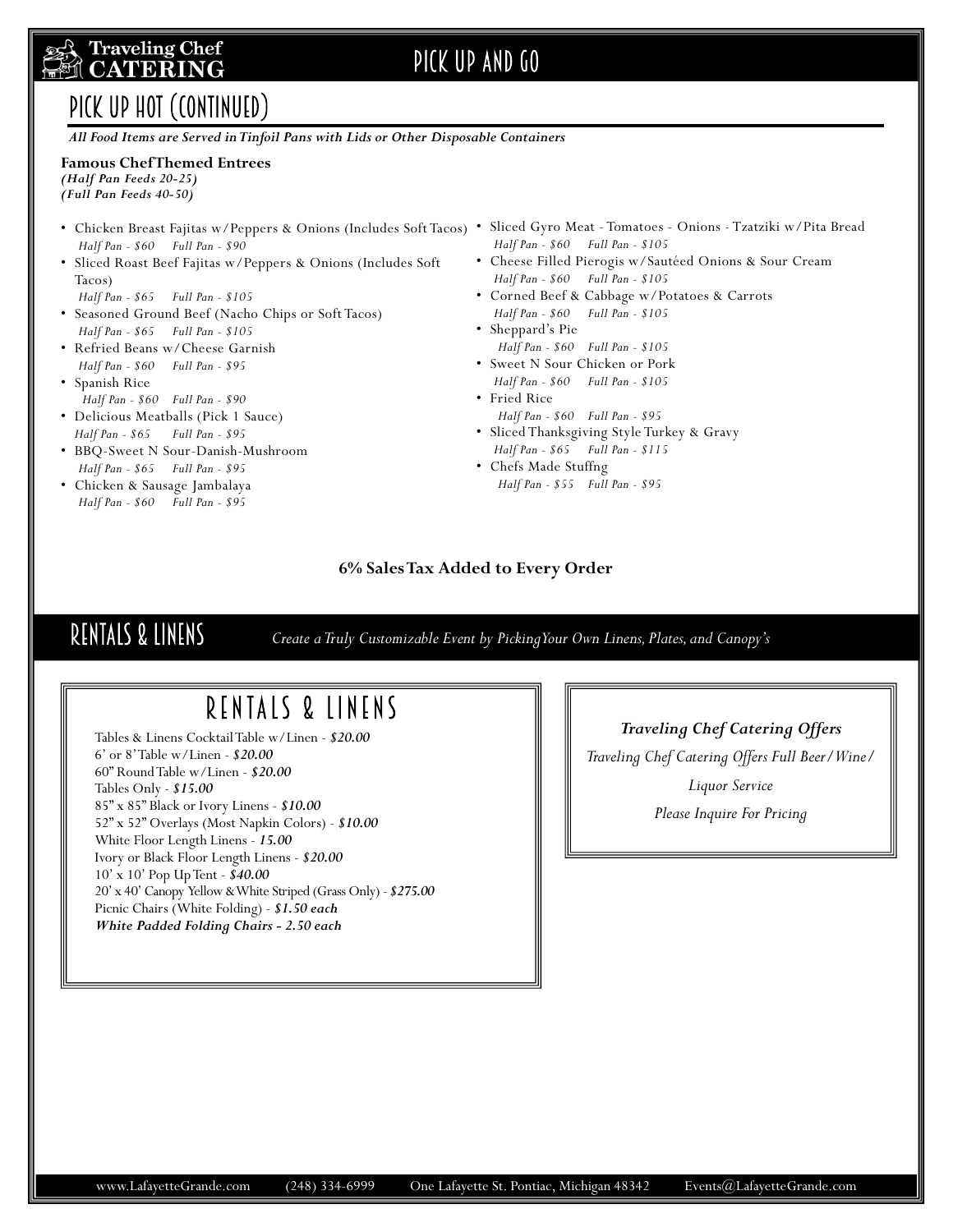# PICK UP AND GO

## PICK UP HOT (CONTINUED)

*All Food Items are Served in Tinfoil Pans with Lids or Other Disposable Containers*

**Famous Chef Themed Entrees**
*(Half Pan Feeds 20-25)*
*(Full Pan Feeds 40-50)*

- Chicken Breast Fajitas w/Peppers & Onions (Includes Soft Tacos)
  *Half Pan - $60 Full Pan - $90*
- Sliced Roast Beef Fajitas w/Peppers & Onions (Includes Soft Tacos)
  *Half Pan - $65 Full Pan - $105*
- Seasoned Ground Beef (Nacho Chips or Soft Tacos)
  *Half Pan - $65 Full Pan - $105*
- Refried Beans w/Cheese Garnish
  *Half Pan - $60 Full Pan - $95*
- Spanish Rice
  *Half Pan - $60 Full Pan - $90*
- Delicious Meatballs (Pick 1 Sauce)
  *Half Pan - $65 Full Pan - $95*
- BBQ-Sweet N Sour-Danish-Mushroom
  *Half Pan - $65 Full Pan - $95*
- Chicken & Sausage Jambalaya
  *Half Pan - $60 Full Pan - $95*
- Sliced Gyro Meat - Tomatoes - Onions - Tzatziki w/Pita Bread
  *Half Pan - $60 Full Pan - $105*
- Cheese Filled Pierogis w/Sautéed Onions & Sour Cream
  *Half Pan - $60 Full Pan - $105*
- Corned Beef & Cabbage w/Potatoes & Carrots
  *Half Pan - $60 Full Pan - $105*
- Sheppard's Pie
  *Half Pan - $60 Full Pan - $105*
- Sweet N Sour Chicken or Pork
  *Half Pan - $60 Full Pan - $105*
- Fried Rice
  *Half Pan - $60 Full Pan - $95*
- Sliced Thanksgiving Style Turkey & Gravy
  *Half Pan - $65 Full Pan - $115*
- Chefs Made Stuffng
  *Half Pan - $55 Full Pan - $95*

**6% Sales Tax Added to Every Order**

## RENTALS & LINENS

*Create a Truly Customizable Event by Picking Your Own Linens, Plates, and Canopy's*

### RENTALS & LINENS

Tables & Linens Cocktail Table w/Linen - ***$20.00***
6' or 8' Table w/Linen - ***$20.00***
60" Round Table w/Linen - ***$20.00***
Tables Only - ***$15.00***
85" x 85" Black or Ivory Linens - ***$10.00***
52" x 52" Overlays (Most Napkin Colors) - ***$10.00***
White Floor Length Linens - ***15.00***
Ivory or Black Floor Length Linens - ***$20.00***
10' x 10' Pop Up Tent - ***$40.00***
20' x 40' Canopy Yellow & White Striped (Grass Only) - ***$275.00***
Picnic Chairs (White Folding) - ***$1.50 each***
***White Padded Folding Chairs - 2.50 each***

***Traveling Chef Catering Offers***

*Traveling Chef Catering Offers Full Beer/Wine/ Liquor Service*

*Please Inquire For Pricing*